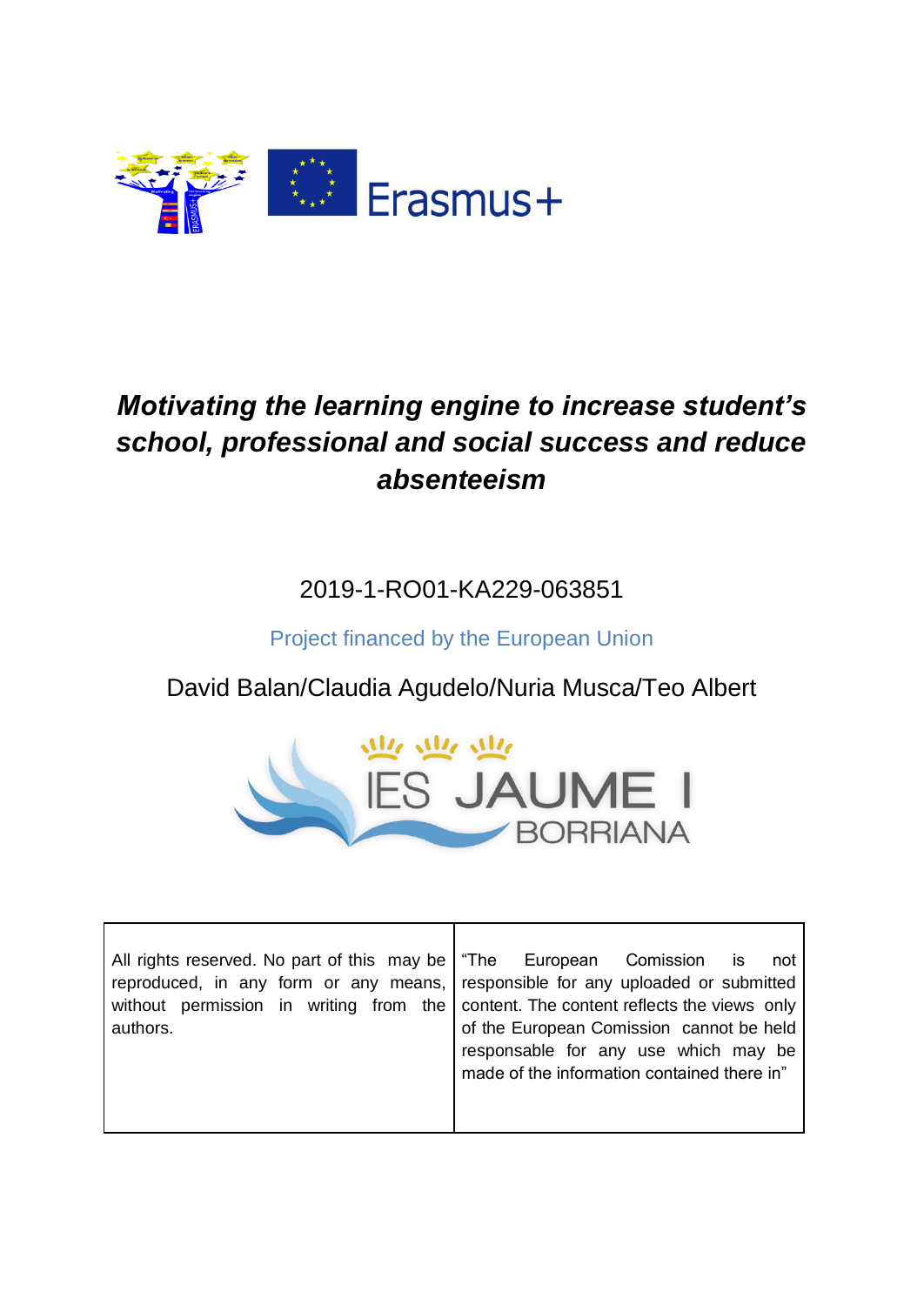# *Motivating the learning engine to increase student's school, professional and social success and reduce absenteeism*

2019-1-RO01-KA229-063851

Project financed by the European Union

David Balan/Claudia Agudelo/Nuria Musca/Teo Albert

| All rights reserved. No part of this may be reproduced, in any form or any means, without permission in writing from the authors. | "The European Comission is not responsible for any uploaded or submitted content. The content reflects the views only of the European Comission cannot be held responsable for any use which may be made of the information contained there in" |
|---|---|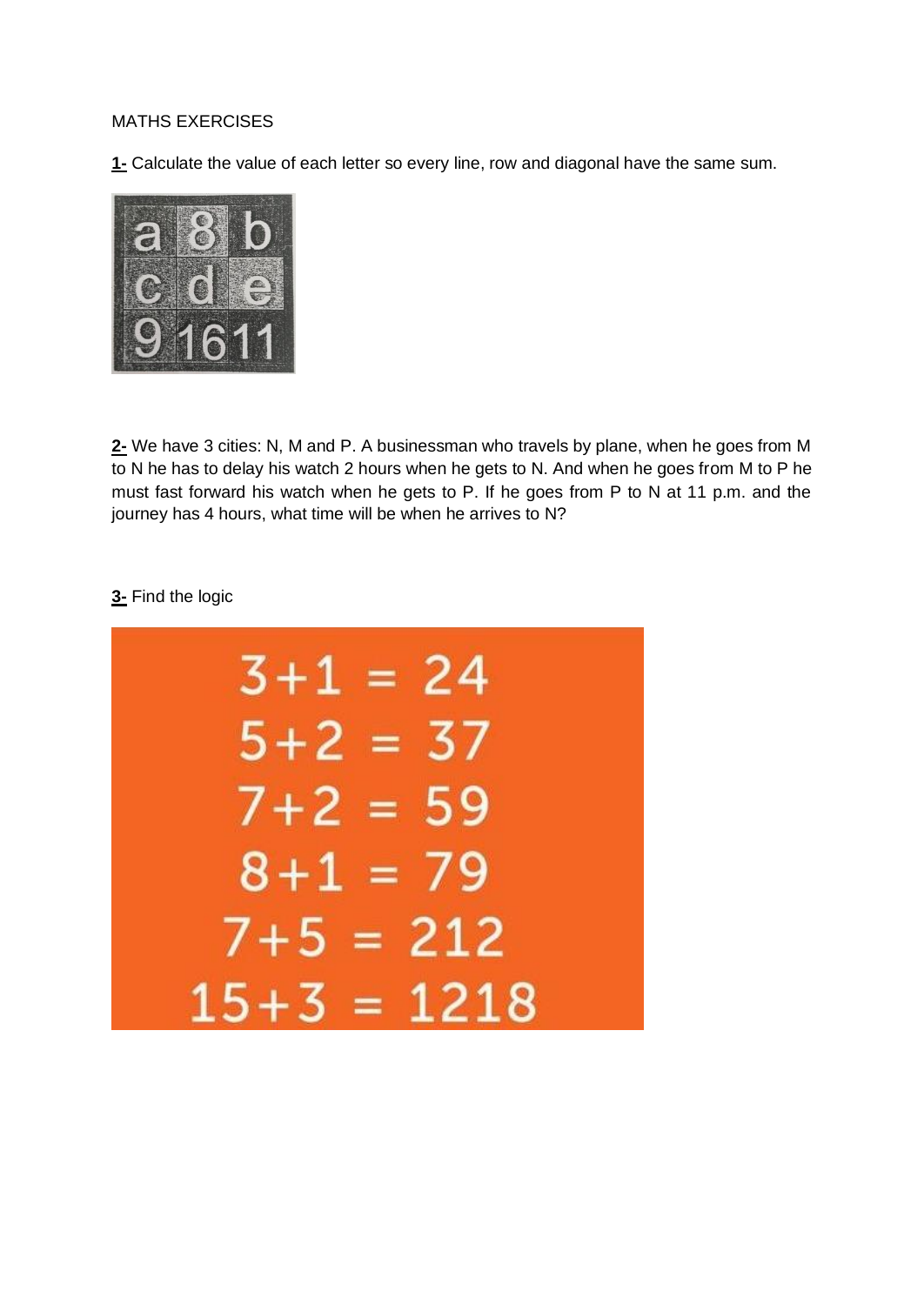MATHS EXERCISES

**1-** Calculate the value of each letter so every line, row and diagonal have the same sum.

| a | 8 | b |
|---|---|---|
| c | d | e |
| 9 | 16 | 11 |

**2-** We have 3 cities: N, M and P. A businessman who travels by plane, when he goes from M to N he has to delay his watch 2 hours when he gets to N. And when he goes from M to P he must fast forward his watch when he gets to P. If he goes from P to N at 11 p.m. and the journey has 4 hours, what time will be when he arrives to N?

**3-** Find the logic

$$3+1 = 24$$
$$5+2 = 37$$
$$7+2 = 59$$
$$8+1 = 79$$
$$7+5 = 212$$
$$15+3 = 1218$$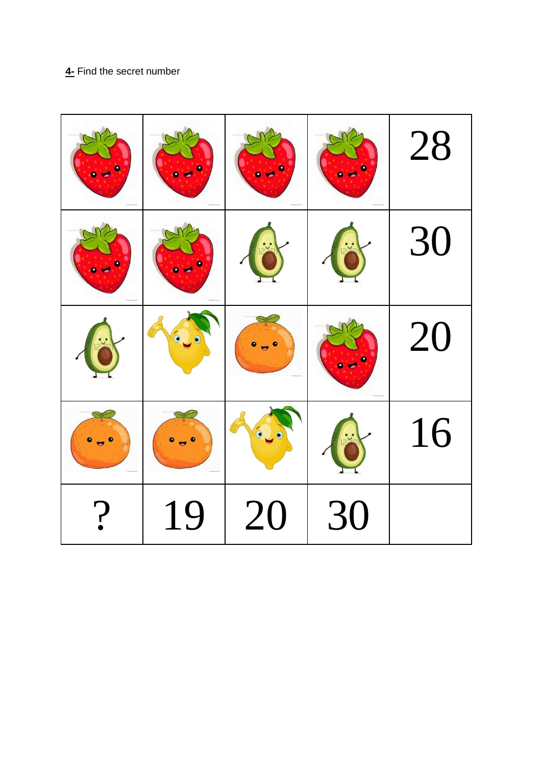**4-** Find the secret number

| | | | | |
|---|---|---|---|---|
| | | | | 28 |
| | | | | 30 |
| | | | | 20 |
| | | | | 16 |
| ? | 19 | 20 | 30 | |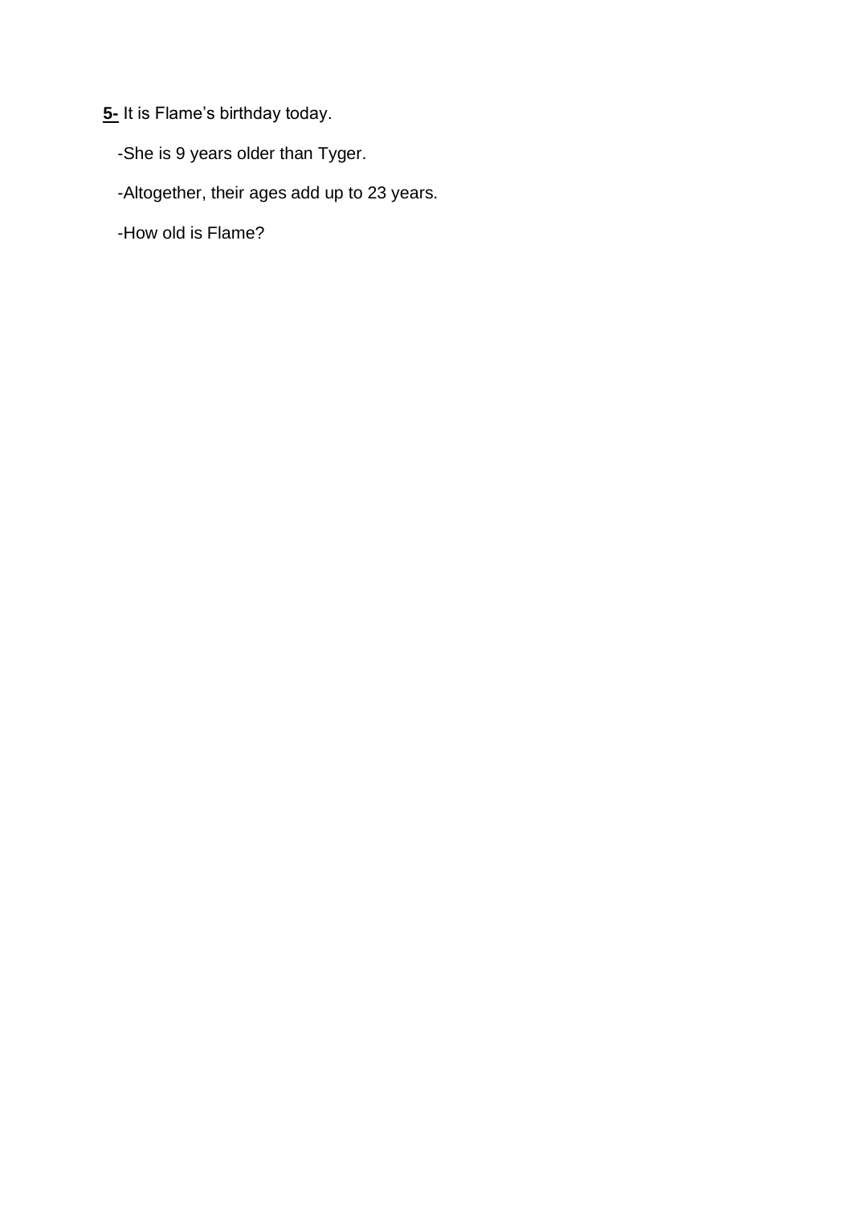**<u>5-</u>** It is Flame's birthday today.

-She is 9 years older than Tyger.

-Altogether, their ages add up to 23 years.

-How old is Flame?